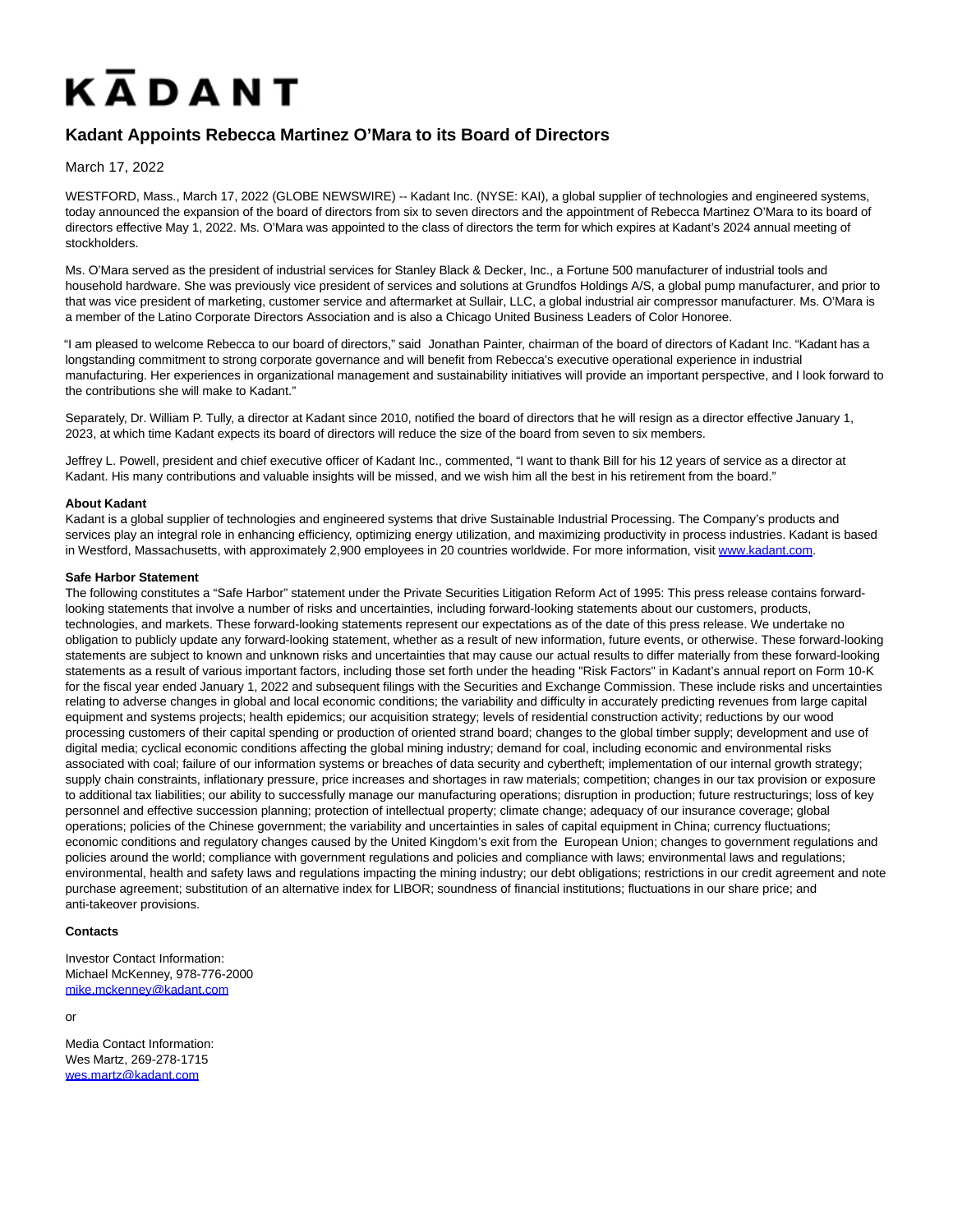# KĀDANT

## Kadant Appoints Rebecca Martinez O'Mara to its Board of Directors

March 17, 2022

WESTFORD, Mass., March 17, 2022 (GLOBE NEWSWIRE) -- Kadant Inc. (NYSE: KAI), a global supplier of technologies and engineered systems, today announced the expansion of the board of directors from six to seven directors and the appointment of Rebecca Martinez O'Mara to its board of directors effective May 1, 2022. Ms. O'Mara was appointed to the class of directors the term for which expires at Kadant's 2024 annual meeting of stockholders.

Ms. O'Mara served as the president of industrial services for Stanley Black & Decker, Inc., a Fortune 500 manufacturer of industrial tools and household hardware. She was previously vice president of services and solutions at Grundfos Holdings A/S, a global pump manufacturer, and prior to that was vice president of marketing, customer service and aftermarket at Sullair, LLC, a global industrial air compressor manufacturer. Ms. O'Mara is a member of the Latino Corporate Directors Association and is also a Chicago United Business Leaders of Color Honoree.

"I am pleased to welcome Rebecca to our board of directors," said Jonathan Painter, chairman of the board of directors of Kadant Inc. "Kadant has a longstanding commitment to strong corporate governance and will benefit from Rebecca's executive operational experience in industrial manufacturing. Her experiences in organizational management and sustainability initiatives will provide an important perspective, and I look forward to the contributions she will make to Kadant."

Separately, Dr. William P. Tully, a director at Kadant since 2010, notified the board of directors that he will resign as a director effective January 1, 2023, at which time Kadant expects its board of directors will reduce the size of the board from seven to six members.

Jeffrey L. Powell, president and chief executive officer of Kadant Inc., commented, "I want to thank Bill for his 12 years of service as a director at Kadant. His many contributions and valuable insights will be missed, and we wish him all the best in his retirement from the board."

**About Kadant**
Kadant is a global supplier of technologies and engineered systems that drive Sustainable Industrial Processing. The Company's products and services play an integral role in enhancing efficiency, optimizing energy utilization, and maximizing productivity in process industries. Kadant is based in Westford, Massachusetts, with approximately 2,900 employees in 20 countries worldwide. For more information, visit www.kadant.com.

**Safe Harbor Statement**
The following constitutes a "Safe Harbor" statement under the Private Securities Litigation Reform Act of 1995: This press release contains forward-looking statements that involve a number of risks and uncertainties, including forward-looking statements about our customers, products, technologies, and markets. These forward-looking statements represent our expectations as of the date of this press release. We undertake no obligation to publicly update any forward-looking statement, whether as a result of new information, future events, or otherwise. These forward-looking statements are subject to known and unknown risks and uncertainties that may cause our actual results to differ materially from these forward-looking statements as a result of various important factors, including those set forth under the heading "Risk Factors" in Kadant's annual report on Form 10-K for the fiscal year ended January 1, 2022 and subsequent filings with the Securities and Exchange Commission. These include risks and uncertainties relating to adverse changes in global and local economic conditions; the variability and difficulty in accurately predicting revenues from large capital equipment and systems projects; health epidemics; our acquisition strategy; levels of residential construction activity; reductions by our wood processing customers of their capital spending or production of oriented strand board; changes to the global timber supply; development and use of digital media; cyclical economic conditions affecting the global mining industry; demand for coal, including economic and environmental risks associated with coal; failure of our information systems or breaches of data security and cybertheft; implementation of our internal growth strategy; supply chain constraints, inflationary pressure, price increases and shortages in raw materials; competition; changes in our tax provision or exposure to additional tax liabilities; our ability to successfully manage our manufacturing operations; disruption in production; future restructurings; loss of key personnel and effective succession planning; protection of intellectual property; climate change; adequacy of our insurance coverage; global operations; policies of the Chinese government; the variability and uncertainties in sales of capital equipment in China; currency fluctuations; economic conditions and regulatory changes caused by the United Kingdom's exit from the European Union; changes to government regulations and policies around the world; compliance with government regulations and policies and compliance with laws; environmental laws and regulations; environmental, health and safety laws and regulations impacting the mining industry; our debt obligations; restrictions in our credit agreement and note purchase agreement; substitution of an alternative index for LIBOR; soundness of financial institutions; fluctuations in our share price; and anti-takeover provisions.

**Contacts**

Investor Contact Information:
Michael McKenney, 978-776-2000
mike.mckenney@kadant.com

or

Media Contact Information:
Wes Martz, 269-278-1715
wes.martz@kadant.com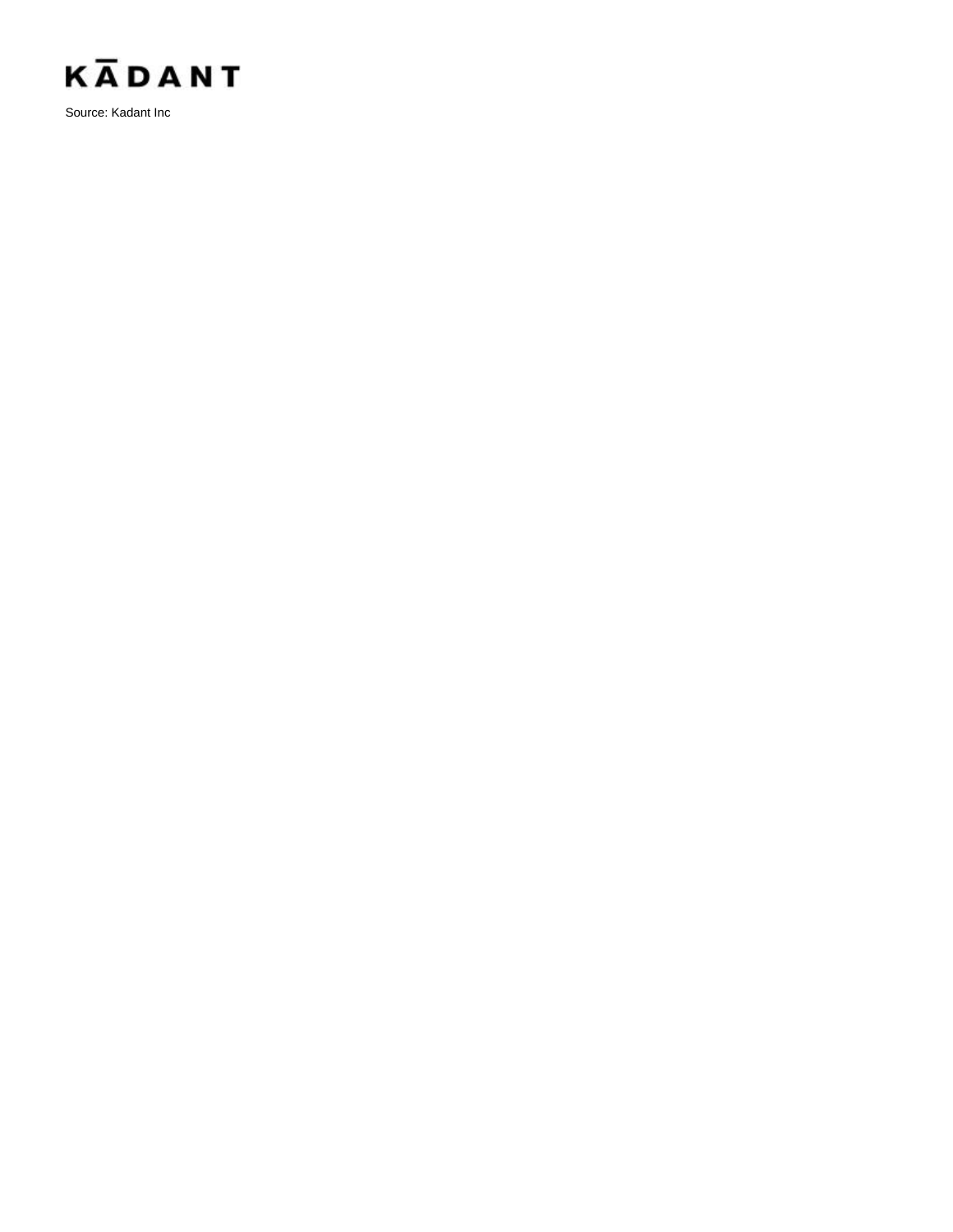KĀDANT

Source: Kadant Inc